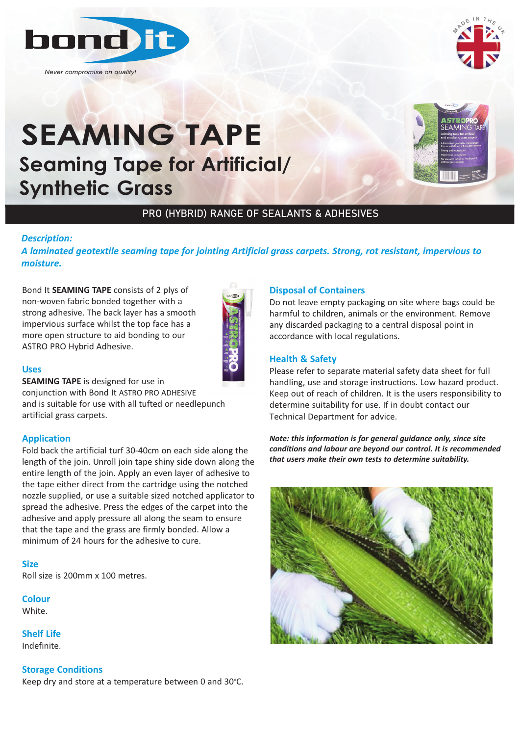bond it

*Never compromise on quality!*

# SEAMING TAPE

## Seaming Tape for Artificial/ Synthetic Grass

PRO (HYBRID) RANGE OF SEALANTS & ADHESIVES

***Description:***

***A laminated geotextile seaming tape for jointing Artificial grass carpets. Strong, rot resistant, impervious to moisture.***

Bond It **SEAMING TAPE** consists of 2 plys of non-woven fabric bonded together with a strong adhesive. The back layer has a smooth impervious surface whilst the top face has a more open structure to aid bonding to our ASTRO PRO Hybrid Adhesive.

### Uses

**SEAMING TAPE** is designed for use in conjunction with Bond It ASTRO PRO ADHESIVE and is suitable for use with all tufted or needlepunch artificial grass carpets.

### Application

Fold back the artificial turf 30-40cm on each side along the length of the join. Unroll join tape shiny side down along the entire length of the join. Apply an even layer of adhesive to the tape either direct from the cartridge using the notched nozzle supplied, or use a suitable sized notched applicator to spread the adhesive. Press the edges of the carpet into the adhesive and apply pressure all along the seam to ensure that the tape and the grass are firmly bonded. Allow a minimum of 24 hours for the adhesive to cure.

### Size

Roll size is 200mm x 100 metres.

### Colour

White.

### Shelf Life

Indefinite.

### Storage Conditions

Keep dry and store at a temperature between 0 and 30°C.

### Disposal of Containers

Do not leave empty packaging on site where bags could be harmful to children, animals or the environment. Remove any discarded packaging to a central disposal point in accordance with local regulations.

### Health & Safety

Please refer to separate material safety data sheet for full handling, use and storage instructions. Low hazard product. Keep out of reach of children. It is the users responsibility to determine suitability for use. If in doubt contact our Technical Department for advice.

***Note: this information is for general guidance only, since site conditions and labour are beyond our control. It is recommended that users make their own tests to determine suitability.***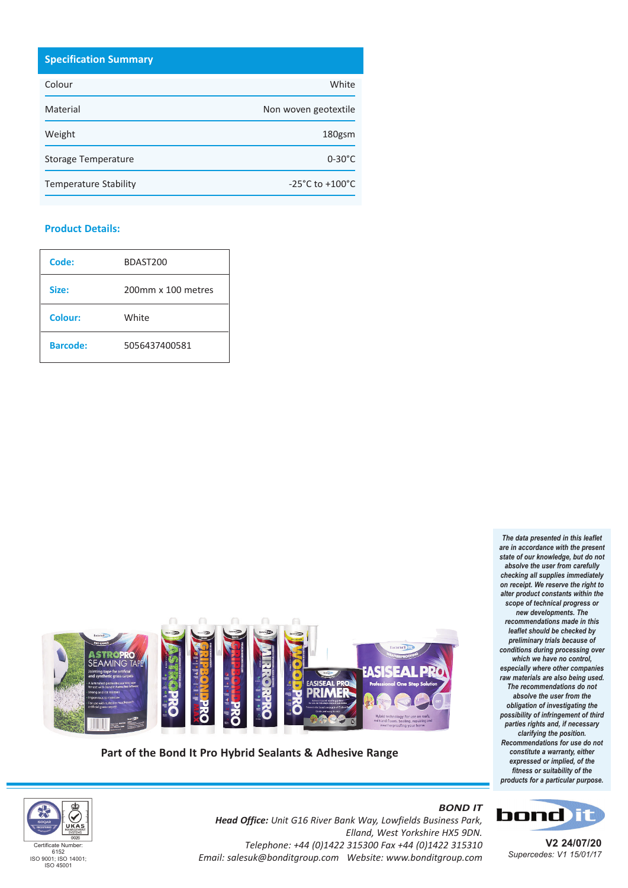## Specification Summary

| | |
|---|---|
| Colour | White |
| Material | Non woven geotextile |
| Weight | 180gsm |
| Storage Temperature | 0-30°C |
| Temperature Stability | -25°C to +100°C |

### Product Details:

| | |
|---|---|
| **Code:** | BDAST200 |
| **Size:** | 200mm x 100 metres |
| **Colour:** | White |
| **Barcode:** | 5056437400581 |

**Part of the Bond It Pro Hybrid Sealants & Adhesive Range**

*The data presented in this leaflet are in accordance with the present state of our knowledge, but do not absolve the user from carefully checking all supplies immediately on receipt. We reserve the right to alter product constants within the scope of technical progress or new developments. The recommendations made in this leaflet should be checked by preliminary trials because of conditions during processing over which we have no control, especially where other companies raw materials are also being used. The recommendations do not absolve the user from the obligation of investigating the possibility of infringement of third parties rights and, if necessary clarifying the position. Recommendations for use do not constitute a warranty, either expressed or implied, of the fitness or suitability of the products for a particular purpose.*

Certificate Number: 6152
ISO 9001; ISO 14001; ISO 45001

***BOND IT***
***Head Office:*** *Unit G16 River Bank Way, Lowfields Business Park, Elland, West Yorkshire HX5 9DN.*
*Telephone: +44 (0)1422 315300 Fax +44 (0)1422 315310*
*Email: salesuk@bonditgroup.com Website: www.bonditgroup.com*

**V2 24/07/20**
*Supercedes: V1 15/01/17*